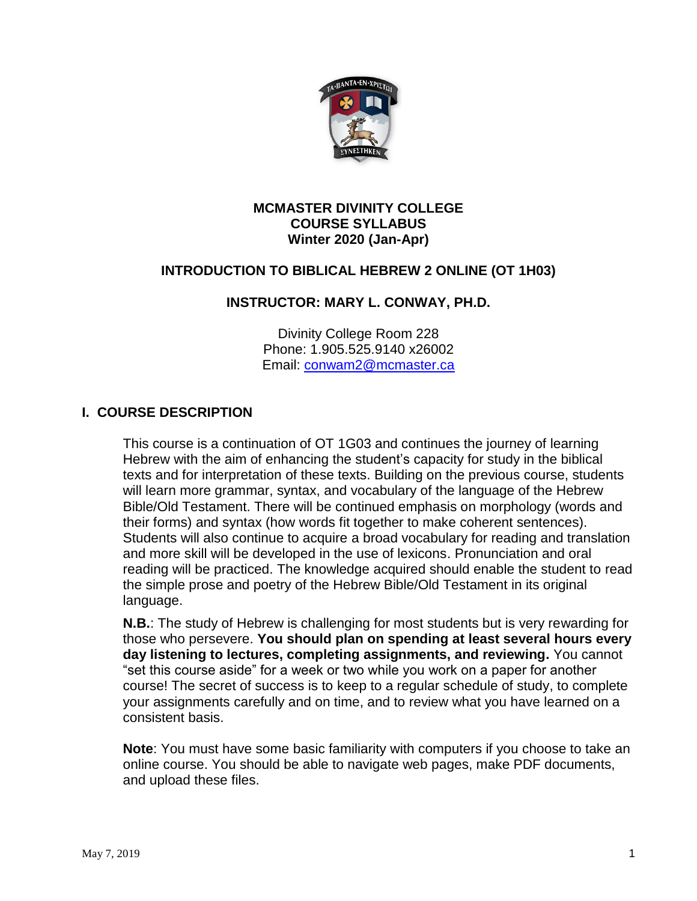**MCMASTER DIVINITY COLLEGE**
**COURSE SYLLABUS**
**Winter 2020 (Jan-Apr)**

# INTRODUCTION TO BIBLICAL HEBREW 2 ONLINE (OT 1H03)

## INSTRUCTOR: MARY L. CONWAY, PH.D.

Divinity College Room 228
Phone: 1.905.525.9140 x26002
Email: conwam2@mcmaster.ca

## I. COURSE DESCRIPTION

This course is a continuation of OT 1G03 and continues the journey of learning Hebrew with the aim of enhancing the student's capacity for study in the biblical texts and for interpretation of these texts. Building on the previous course, students will learn more grammar, syntax, and vocabulary of the language of the Hebrew Bible/Old Testament. There will be continued emphasis on morphology (words and their forms) and syntax (how words fit together to make coherent sentences). Students will also continue to acquire a broad vocabulary for reading and translation and more skill will be developed in the use of lexicons. Pronunciation and oral reading will be practiced. The knowledge acquired should enable the student to read the simple prose and poetry of the Hebrew Bible/Old Testament in its original language.

**N.B.**: The study of Hebrew is challenging for most students but is very rewarding for those who persevere. **You should plan on spending at least several hours every day listening to lectures, completing assignments, and reviewing.** You cannot "set this course aside" for a week or two while you work on a paper for another course! The secret of success is to keep to a regular schedule of study, to complete your assignments carefully and on time, and to review what you have learned on a consistent basis.

**Note**: You must have some basic familiarity with computers if you choose to take an online course. You should be able to navigate web pages, make PDF documents, and upload these files.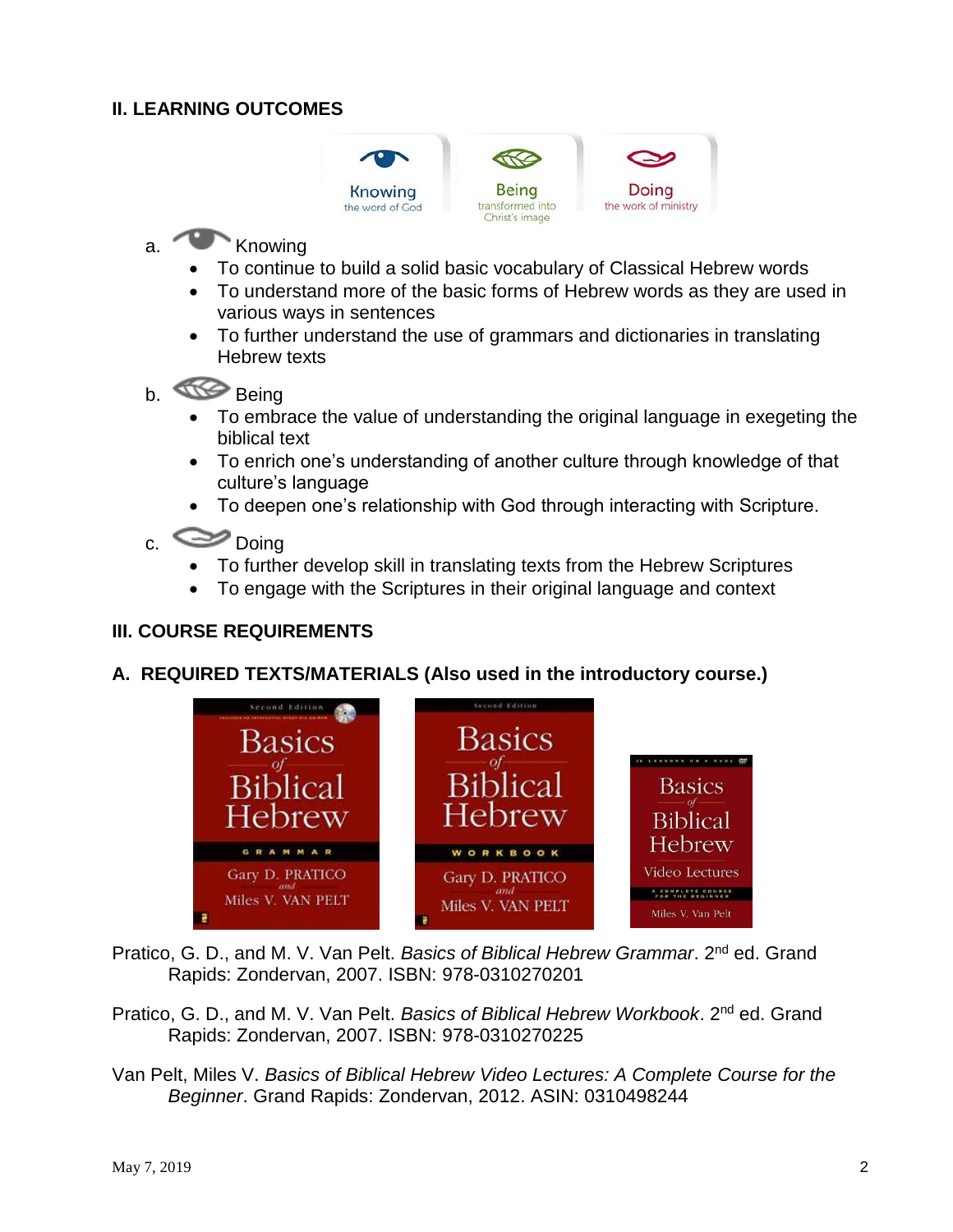## II. LEARNING OUTCOMES

Knowing the word of God | Being transformed into Christ's image | Doing the work of ministry

a. Knowing

- To continue to build a solid basic vocabulary of Classical Hebrew words
- To understand more of the basic forms of Hebrew words as they are used in various ways in sentences
- To further understand the use of grammars and dictionaries in translating Hebrew texts

b. Being

- To embrace the value of understanding the original language in exegeting the biblical text
- To enrich one's understanding of another culture through knowledge of that culture's language
- To deepen one's relationship with God through interacting with Scripture.

c. Doing

- To further develop skill in translating texts from the Hebrew Scriptures
- To engage with the Scriptures in their original language and context

## III. COURSE REQUIREMENTS

### A. REQUIRED TEXTS/MATERIALS (Also used in the introductory course.)

Pratico, G. D., and M. V. Van Pelt. *Basics of Biblical Hebrew Grammar*. 2nd ed. Grand Rapids: Zondervan, 2007. ISBN: 978-0310270201

Pratico, G. D., and M. V. Van Pelt. *Basics of Biblical Hebrew Workbook*. 2nd ed. Grand Rapids: Zondervan, 2007. ISBN: 978-0310270225

Van Pelt, Miles V. *Basics of Biblical Hebrew Video Lectures: A Complete Course for the Beginner*. Grand Rapids: Zondervan, 2012. ASIN: 0310498244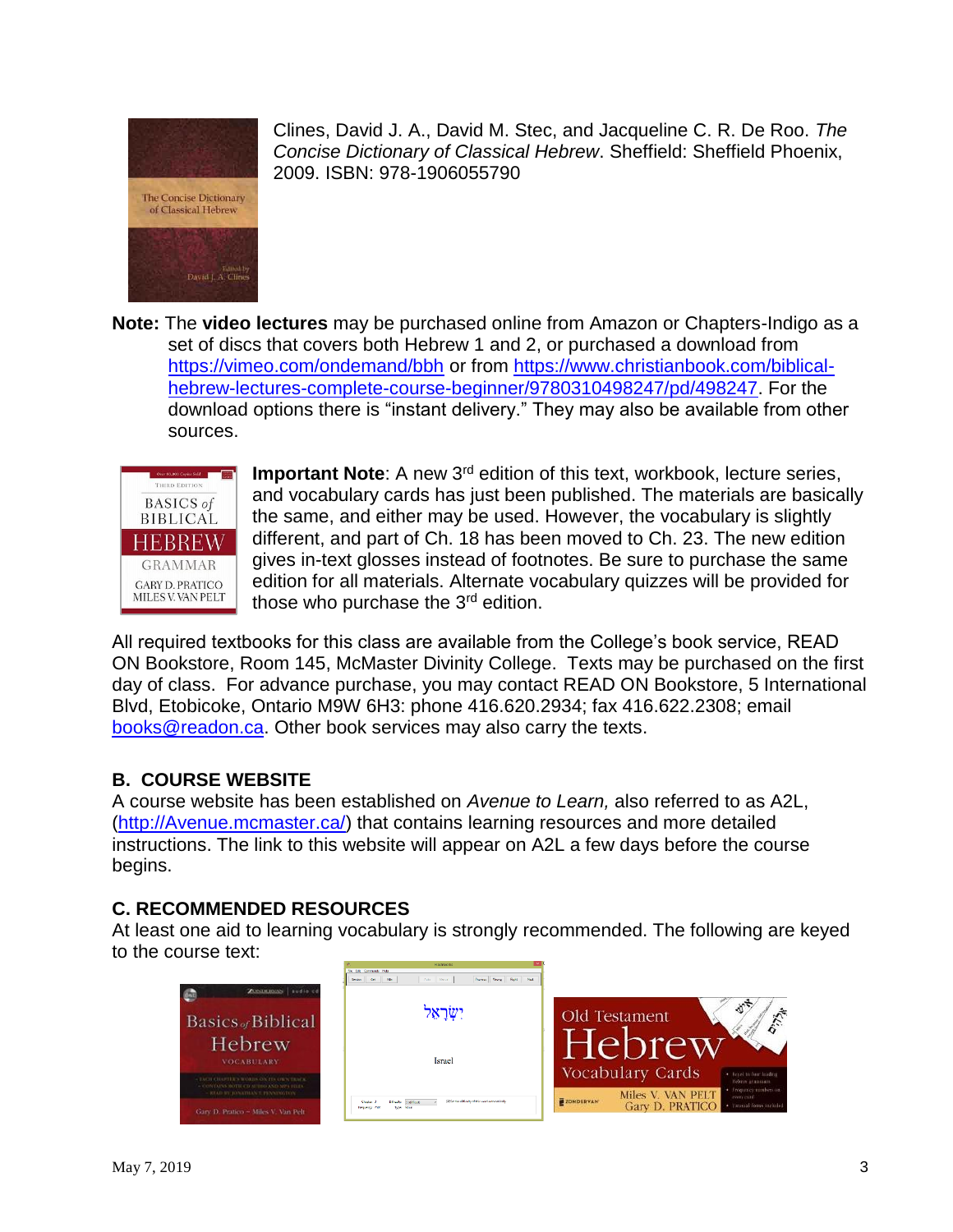Clines, David J. A., David M. Stec, and Jacqueline C. R. De Roo. *The Concise Dictionary of Classical Hebrew*. Sheffield: Sheffield Phoenix, 2009. ISBN: 978-1906055790

**Note:** The **video lectures** may be purchased online from Amazon or Chapters-Indigo as a set of discs that covers both Hebrew 1 and 2, or purchased a download from https://vimeo.com/ondemand/bbh or from https://www.christianbook.com/biblical-hebrew-lectures-complete-course-beginner/9780310498247/pd/498247. For the download options there is "instant delivery." They may also be available from other sources.

**Important Note**: A new 3rd edition of this text, workbook, lecture series, and vocabulary cards has just been published. The materials are basically the same, and either may be used. However, the vocabulary is slightly different, and part of Ch. 18 has been moved to Ch. 23. The new edition gives in-text glosses instead of footnotes. Be sure to purchase the same edition for all materials. Alternate vocabulary quizzes will be provided for those who purchase the 3rd edition.

All required textbooks for this class are available from the College's book service, READ ON Bookstore, Room 145, McMaster Divinity College. Texts may be purchased on the first day of class. For advance purchase, you may contact READ ON Bookstore, 5 International Blvd, Etobicoke, Ontario M9W 6H3: phone 416.620.2934; fax 416.622.2308; email books@readon.ca. Other book services may also carry the texts.

## B. COURSE WEBSITE

A course website has been established on *Avenue to Learn,* also referred to as A2L, (http://Avenue.mcmaster.ca/) that contains learning resources and more detailed instructions. The link to this website will appear on A2L a few days before the course begins.

## C. RECOMMENDED RESOURCES

At least one aid to learning vocabulary is strongly recommended. The following are keyed to the course text: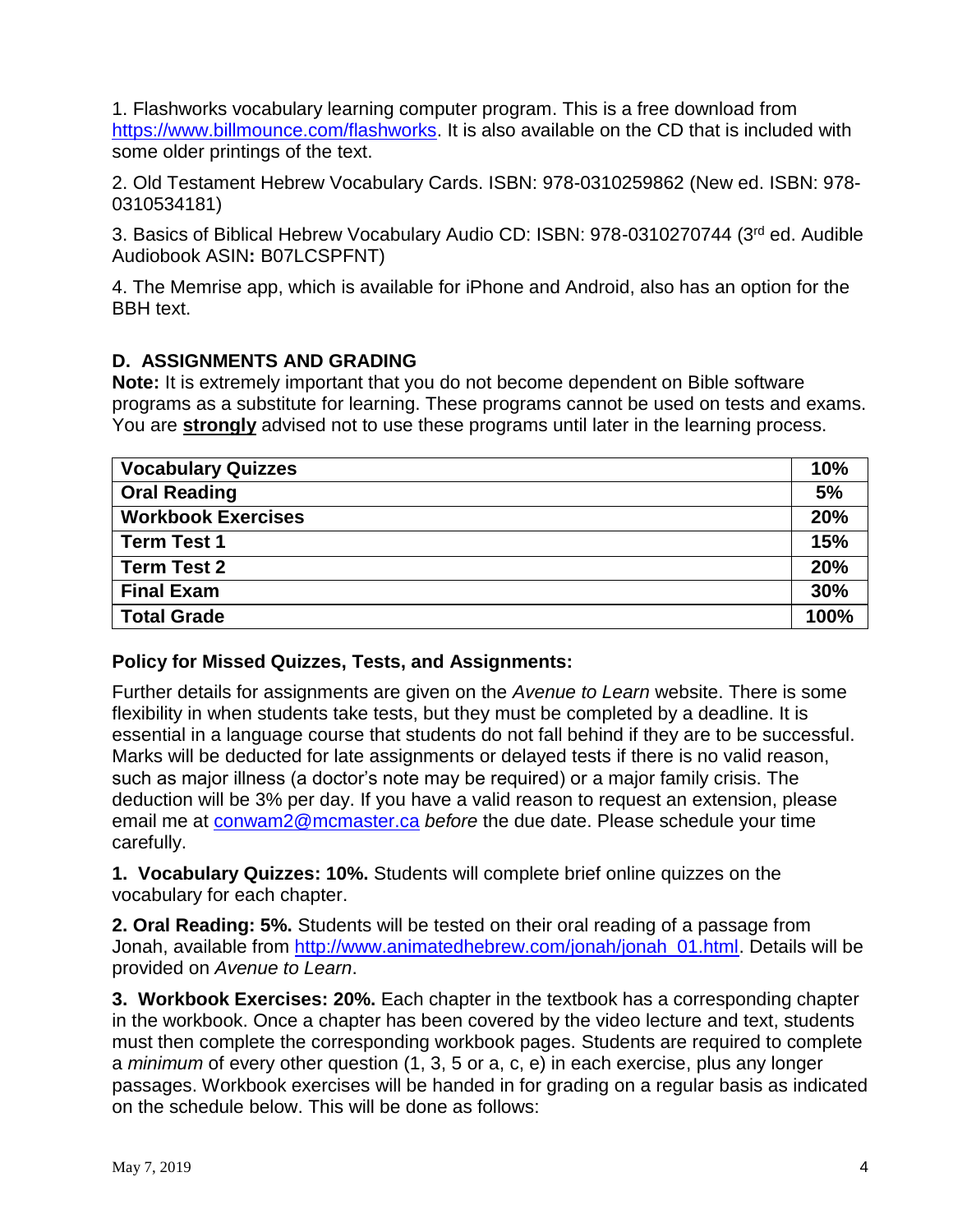1. Flashworks vocabulary learning computer program. This is a free download from https://www.billmounce.com/flashworks. It is also available on the CD that is included with some older printings of the text.

2. Old Testament Hebrew Vocabulary Cards. ISBN: 978-0310259862 (New ed. ISBN: 978-0310534181)

3. Basics of Biblical Hebrew Vocabulary Audio CD: ISBN: 978-0310270744 (3rd ed. Audible Audiobook ASIN: B07LCSPFNT)

4. The Memrise app, which is available for iPhone and Android, also has an option for the BBH text.

### D. ASSIGNMENTS AND GRADING

**Note:** It is extremely important that you do not become dependent on Bible software programs as a substitute for learning. These programs cannot be used on tests and exams. You are **strongly** advised not to use these programs until later in the learning process.

| **Vocabulary Quizzes** | **10%** |
|---|---|
| **Oral Reading** | **5%** |
| **Workbook Exercises** | **20%** |
| **Term Test 1** | **15%** |
| **Term Test 2** | **20%** |
| **Final Exam** | **30%** |
| **Total Grade** | **100%** |

**Policy for Missed Quizzes, Tests, and Assignments:**

Further details for assignments are given on the *Avenue to Learn* website. There is some flexibility in when students take tests, but they must be completed by a deadline. It is essential in a language course that students do not fall behind if they are to be successful. Marks will be deducted for late assignments or delayed tests if there is no valid reason, such as major illness (a doctor's note may be required) or a major family crisis. The deduction will be 3% per day. If you have a valid reason to request an extension, please email me at conwam2@mcmaster.ca *before* the due date. Please schedule your time carefully.

**1. Vocabulary Quizzes: 10%.** Students will complete brief online quizzes on the vocabulary for each chapter.

**2. Oral Reading: 5%.** Students will be tested on their oral reading of a passage from Jonah, available from http://www.animatedhebrew.com/jonah/jonah_01.html. Details will be provided on *Avenue to Learn*.

**3. Workbook Exercises: 20%.** Each chapter in the textbook has a corresponding chapter in the workbook. Once a chapter has been covered by the video lecture and text, students must then complete the corresponding workbook pages. Students are required to complete a *minimum* of every other question (1, 3, 5 or a, c, e) in each exercise, plus any longer passages. Workbook exercises will be handed in for grading on a regular basis as indicated on the schedule below. This will be done as follows: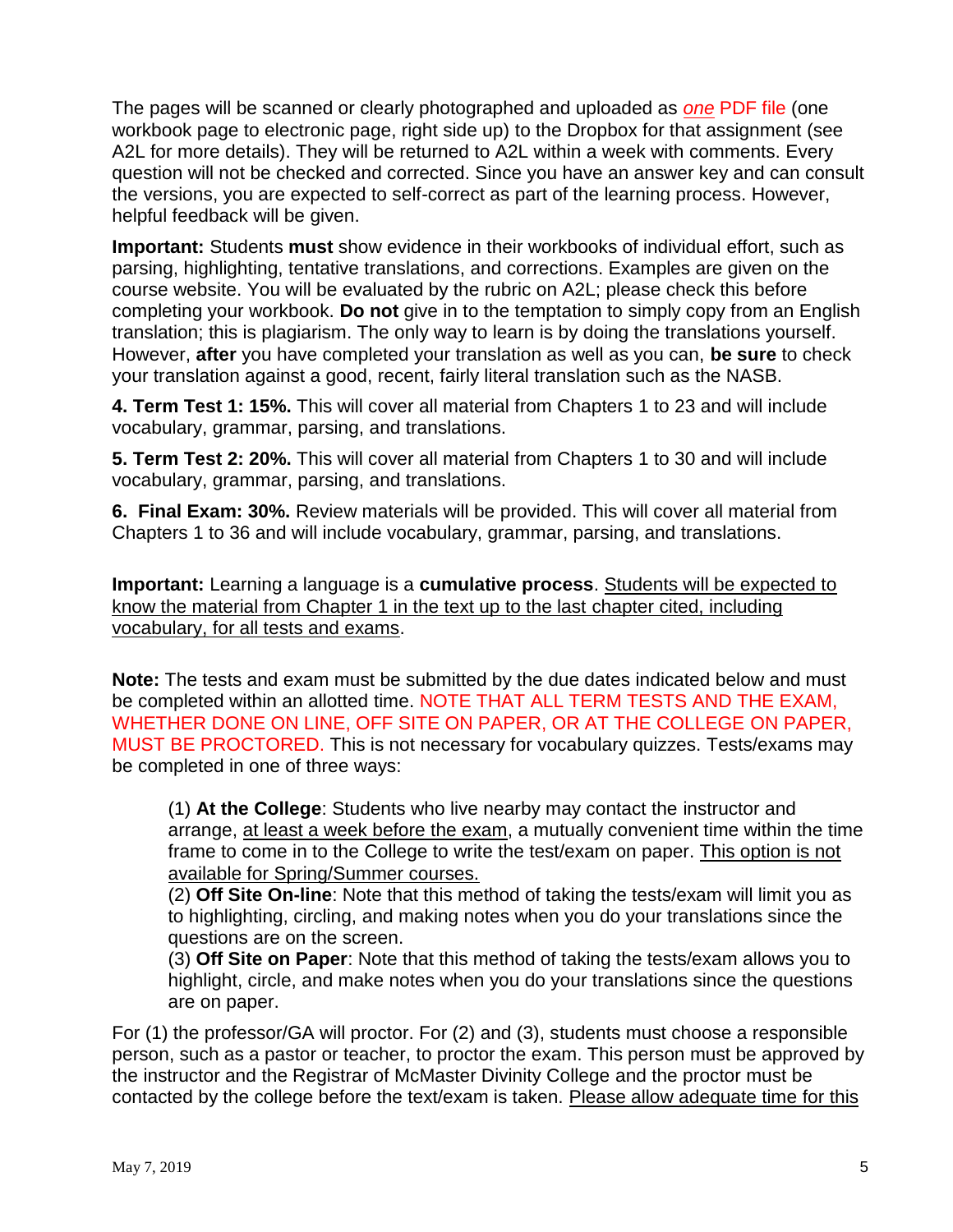The pages will be scanned or clearly photographed and uploaded as *one* PDF file (one workbook page to electronic page, right side up) to the Dropbox for that assignment (see A2L for more details). They will be returned to A2L within a week with comments. Every question will not be checked and corrected. Since you have an answer key and can consult the versions, you are expected to self-correct as part of the learning process. However, helpful feedback will be given.

**Important:** Students **must** show evidence in their workbooks of individual effort, such as parsing, highlighting, tentative translations, and corrections. Examples are given on the course website. You will be evaluated by the rubric on A2L; please check this before completing your workbook. **Do not** give in to the temptation to simply copy from an English translation; this is plagiarism. The only way to learn is by doing the translations yourself. However, **after** you have completed your translation as well as you can, **be sure** to check your translation against a good, recent, fairly literal translation such as the NASB.

**4. Term Test 1: 15%.** This will cover all material from Chapters 1 to 23 and will include vocabulary, grammar, parsing, and translations.

**5. Term Test 2: 20%.** This will cover all material from Chapters 1 to 30 and will include vocabulary, grammar, parsing, and translations.

**6. Final Exam: 30%.** Review materials will be provided. This will cover all material from Chapters 1 to 36 and will include vocabulary, grammar, parsing, and translations.

**Important:** Learning a language is a **cumulative process**. Students will be expected to know the material from Chapter 1 in the text up to the last chapter cited, including vocabulary, for all tests and exams.

**Note:** The tests and exam must be submitted by the due dates indicated below and must be completed within an allotted time. NOTE THAT ALL TERM TESTS AND THE EXAM, WHETHER DONE ON LINE, OFF SITE ON PAPER, OR AT THE COLLEGE ON PAPER, MUST BE PROCTORED. This is not necessary for vocabulary quizzes. Tests/exams may be completed in one of three ways:

(1) **At the College**: Students who live nearby may contact the instructor and arrange, at least a week before the exam, a mutually convenient time within the time frame to come in to the College to write the test/exam on paper. This option is not available for Spring/Summer courses.
(2) **Off Site On-line**: Note that this method of taking the tests/exam will limit you as to highlighting, circling, and making notes when you do your translations since the questions are on the screen.
(3) **Off Site on Paper**: Note that this method of taking the tests/exam allows you to highlight, circle, and make notes when you do your translations since the questions are on paper.

For (1) the professor/GA will proctor. For (2) and (3), students must choose a responsible person, such as a pastor or teacher, to proctor the exam. This person must be approved by the instructor and the Registrar of McMaster Divinity College and the proctor must be contacted by the college before the text/exam is taken. Please allow adequate time for this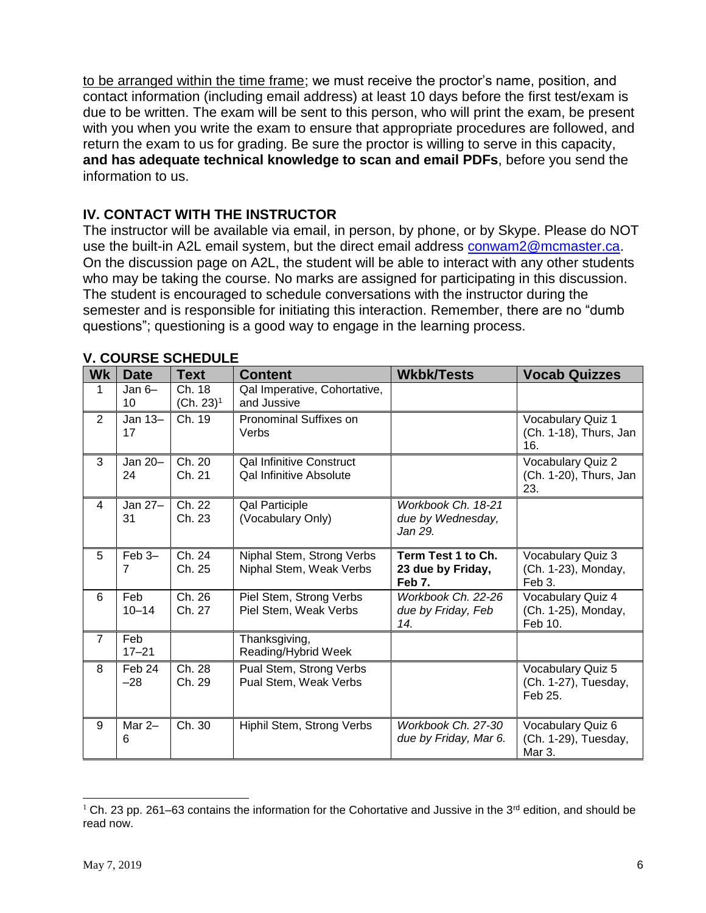to be arranged within the time frame; we must receive the proctor's name, position, and contact information (including email address) at least 10 days before the first test/exam is due to be written. The exam will be sent to this person, who will print the exam, be present with you when you write the exam to ensure that appropriate procedures are followed, and return the exam to us for grading. Be sure the proctor is willing to serve in this capacity, **and has adequate technical knowledge to scan and email PDFs**, before you send the information to us.

## IV. CONTACT WITH THE INSTRUCTOR

The instructor will be available via email, in person, by phone, or by Skype. Please do NOT use the built-in A2L email system, but the direct email address conwam2@mcmaster.ca. On the discussion page on A2L, the student will be able to interact with any other students who may be taking the course. No marks are assigned for participating in this discussion. The student is encouraged to schedule conversations with the instructor during the semester and is responsible for initiating this interaction. Remember, there are no "dumb questions"; questioning is a good way to engage in the learning process.

## V. COURSE SCHEDULE

| Wk | Date | Text | Content | Wkbk/Tests | Vocab Quizzes |
|---|---|---|---|---|---|
| 1 | Jan 6–10 | Ch. 18 (Ch. 23)[1] | Qal Imperative, Cohortative, and Jussive | | |
| 2 | Jan 13–17 | Ch. 19 | Pronominal Suffixes on Verbs | | Vocabulary Quiz 1 (Ch. 1-18), Thurs, Jan 16. |
| 3 | Jan 20–24 | Ch. 20<br>Ch. 21 | Qal Infinitive Construct<br>Qal Infinitive Absolute | | Vocabulary Quiz 2 (Ch. 1-20), Thurs, Jan 23. |
| 4 | Jan 27–31 | Ch. 22<br>Ch. 23 | Qal Participle<br>(Vocabulary Only) | *Workbook Ch. 18-21 due by Wednesday, Jan 29.* | |
| 5 | Feb 3–7 | Ch. 24<br>Ch. 25 | Niphal Stem, Strong Verbs<br>Niphal Stem, Weak Verbs | **Term Test 1 to Ch. 23 due by Friday, Feb 7.** | Vocabulary Quiz 3 (Ch. 1-23), Monday, Feb 3. |
| 6 | Feb 10–14 | Ch. 26<br>Ch. 27 | Piel Stem, Strong Verbs<br>Piel Stem, Weak Verbs | *Workbook Ch. 22-26 due by Friday, Feb 14.* | Vocabulary Quiz 4 (Ch. 1-25), Monday, Feb 10. |
| 7 | Feb 17–21 | | Thanksgiving, Reading/Hybrid Week | | |
| 8 | Feb 24–28 | Ch. 28<br>Ch. 29 | Pual Stem, Strong Verbs<br>Pual Stem, Weak Verbs | | Vocabulary Quiz 5 (Ch. 1-27), Tuesday, Feb 25. |
| 9 | Mar 2–6 | Ch. 30 | Hiphil Stem, Strong Verbs | *Workbook Ch. 27-30 due by Friday, Mar 6.* | Vocabulary Quiz 6 (Ch. 1-29), Tuesday, Mar 3. |

[1] Ch. 23 pp. 261–63 contains the information for the Cohortative and Jussive in the 3rd edition, and should be read now.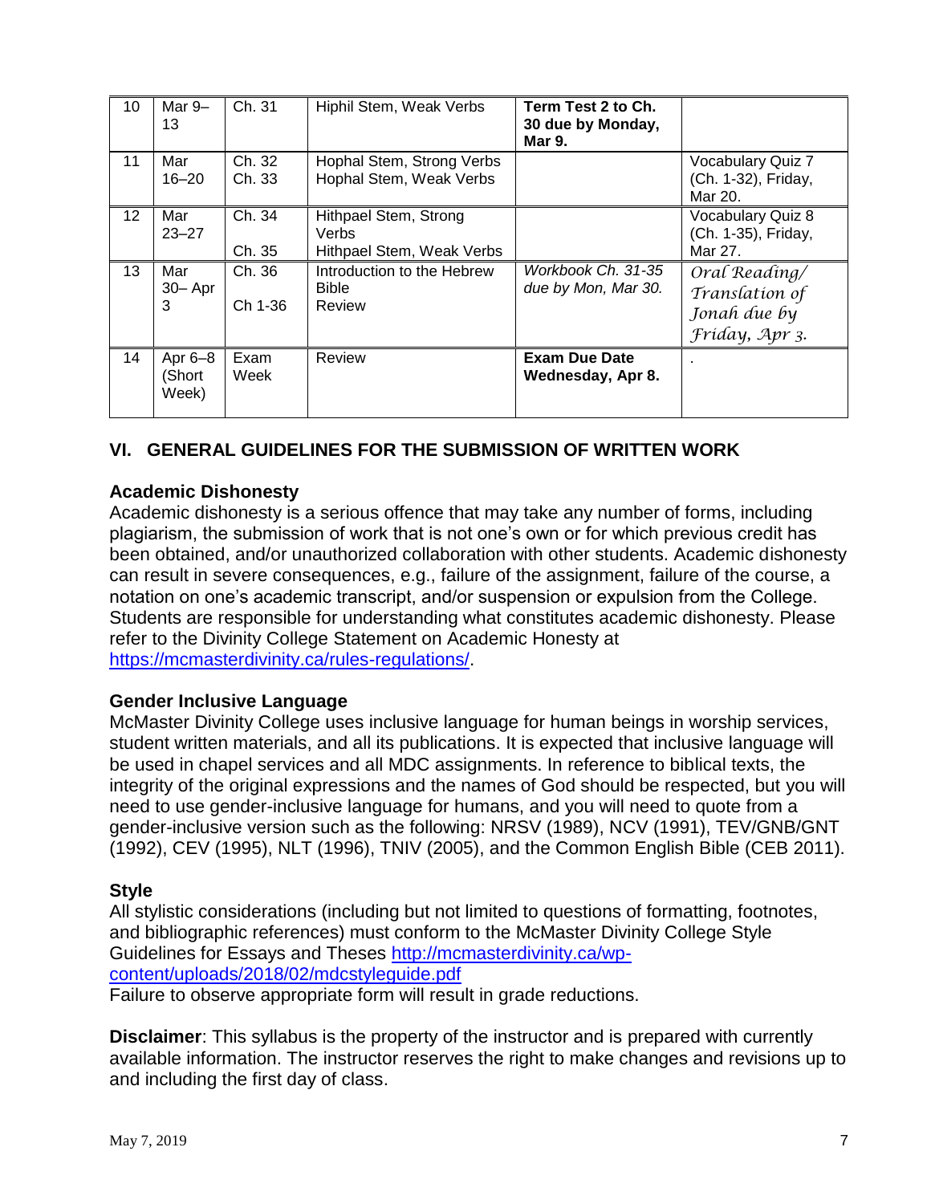| | | | | | |
|---|---|---|---|---|---|
| 10 | Mar 9–13 | Ch. 31 | Hiphil Stem, Weak Verbs | **Term Test 2 to Ch. 30 due by Monday, Mar 9.** | |
| 11 | Mar 16–20 | Ch. 32 Ch. 33 | Hophal Stem, Strong Verbs Hophal Stem, Weak Verbs | | Vocabulary Quiz 7 (Ch. 1-32), Friday, Mar 20. |
| 12 | Mar 23–27 | Ch. 34 Ch. 35 | Hithpael Stem, Strong Verbs Hithpael Stem, Weak Verbs | | Vocabulary Quiz 8 (Ch. 1-35), Friday, Mar 27. |
| 13 | Mar 30– Apr 3 | Ch. 36 Ch 1-36 | Introduction to the Hebrew Bible Review | *Workbook Ch. 31-35 due by Mon, Mar 30.* | *Oral Reading/ Translation of Jonah due by Friday, Apr 3.* |
| 14 | Apr 6–8 (Short Week) | Exam Week | Review | **Exam Due Date Wednesday, Apr 8.** | . |

## VI. GENERAL GUIDELINES FOR THE SUBMISSION OF WRITTEN WORK

### Academic Dishonesty

Academic dishonesty is a serious offence that may take any number of forms, including plagiarism, the submission of work that is not one's own or for which previous credit has been obtained, and/or unauthorized collaboration with other students. Academic dishonesty can result in severe consequences, e.g., failure of the assignment, failure of the course, a notation on one's academic transcript, and/or suspension or expulsion from the College. Students are responsible for understanding what constitutes academic dishonesty. Please refer to the Divinity College Statement on Academic Honesty at https://mcmasterdivinity.ca/rules-regulations/.

### Gender Inclusive Language

McMaster Divinity College uses inclusive language for human beings in worship services, student written materials, and all its publications. It is expected that inclusive language will be used in chapel services and all MDC assignments. In reference to biblical texts, the integrity of the original expressions and the names of God should be respected, but you will need to use gender-inclusive language for humans, and you will need to quote from a gender-inclusive version such as the following: NRSV (1989), NCV (1991), TEV/GNB/GNT (1992), CEV (1995), NLT (1996), TNIV (2005), and the Common English Bible (CEB 2011).

### Style

All stylistic considerations (including but not limited to questions of formatting, footnotes, and bibliographic references) must conform to the McMaster Divinity College Style Guidelines for Essays and Theses http://mcmasterdivinity.ca/wp-content/uploads/2018/02/mdcstyleguide.pdf

Failure to observe appropriate form will result in grade reductions.

**Disclaimer**: This syllabus is the property of the instructor and is prepared with currently available information. The instructor reserves the right to make changes and revisions up to and including the first day of class.

May 7, 2019